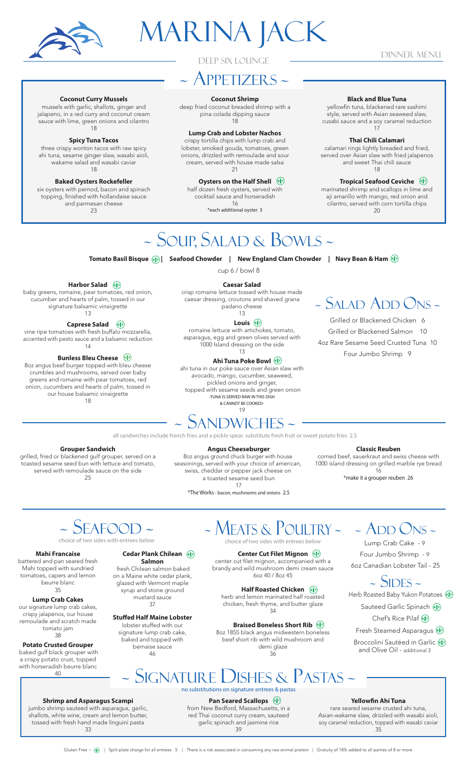# MARINA JACK

DEEP SIX LOUNGE

DINNER MENU

## ~ Appetizers ~

**Coconut Curry Mussels**
mussels with garlic, shallots, ginger and jalapeno, in a red curry and coconut cream sauce with lime, green onions and cilantro
18

**Spicy Tuna Tacos**
three crispy wonton tacos with raw spicy ahi tuna, sesame ginger slaw, wasabi aioli, wakame salad and wasabi caviar
18

**Baked Oysters Rockefeller**
six oysters with pernod, bacon and spinach topping, finished with hollandaise sauce and parmesan cheese
23

**Coconut Shrimp**
deep fried coconut breaded shrimp with a pina colada dipping sauce
18

**Lump Crab and Lobster Nachos**
crispy tortilla chips with lump crab and lobster, smoked gouda, tomatoes, green onions, drizzled with remoulade and sour cream, served with house made salsa
21

**Oysters on the Half Shell** (GF)
half dozen fresh oysters, served with cocktail sauce and horseradish
16
*each additional oyster 3

**Black and Blue Tuna**
yellowfin tuna, blackened rare sashimi style, served with Asian seaweed slaw, cusabi sauce and a soy caramel reduction
17

**Thai Chili Calamari**
calamari rings lightly breaded and fried, served over Asian slaw with fried jalapenos and sweet Thai chili sauce
18

**Tropical Seafood Ceviche** (GF)
marinated shrimp and scallops in lime and aji amarillo with mango, red onion and cilantro, served with corn tortilla chips
20

## ~ Soup, Salad & Bowls ~

**Tomato Basil Bisque** (GF) | **Seafood Chowder** | **New England Clam Chowder** | **Navy Bean & Ham** (GF)

cup 6 / bowl 8

**Harbor Salad** (GF)
baby greens, romaine, pear tomatoes, red onion, cucumber and hearts of palm, tossed in our signature balsamic vinaigrette
13

**Caprese Salad** (GF)
vine ripe tomatoes with fresh buffalo mozzarella, accented with pesto sauce and a balsamic reduction
14

**Bunless Bleu Cheese** (GF)
8oz angus beef burger topped with bleu cheese crumbles and mushrooms, served over baby greens and romaine with pear tomatoes, red onion, cucumbers and hearts of palm, tossed in our house balsamic vinaigrette
18

**Caesar Salad**
crisp romaine lettuce tossed with house made caesar dressing, croutons and shaved grana padano cheese
13

**Louis** (GF)
romaine lettuce with artichokes, tomato, asparagus, egg and green olives served with 1000 Island dressing on the side
13

**Ahi Tuna Poke Bowl** (GF)
ahi tuna in our poke sauce over Asian slaw with avocado, mango, cucumber, seaweed, pickled onions and ginger, topped with sesame seeds and green onion
-TUNA IS SERVED RAW IN THIS DISH & CANNOT BE COOKED-
19

## ~ Salad Add Ons ~

Grilled or Blackened Chicken 6
Grilled or Blackened Salmon 10
4oz Rare Sesame Seed Crusted Tuna 10
Four Jumbo Shrimp 9

## ~ Sandwiches ~

all sandwiches include french fries and a pickle spear. substitute fresh fruit or sweet potato fries 2.5

**Grouper Sandwich**
grilled, fried or blackened gulf grouper, served on a toasted sesame seed bun with lettuce and tomato, served with remoulade sauce on the side
25

**Angus Cheeseburger**
8oz angus ground chuck burger with house seasonings, served with your choice of american, swiss, cheddar or pepper jack cheese on a toasted sesame seed bun
17
*The Works - bacon, mushrooms and onions 2.5

**Classic Reuben**
corned beef, sauerkraut and swiss cheese with 1000 island dressing on grilled marble rye bread
16
*make it a grouper reuben 26

## ~ Seafood ~

choice of two sides with entrees below

**Mahi Francaise**
battered and pan seared fresh Mahi topped with sundried tomatoes, capers and lemon beurre blanc
35

**Lump Crab Cakes**
our signature lump crab cakes, crispy jalapenos, our house remoulade and scratch made tomato jam
38

**Potato Crusted Grouper**
baked gulf black grouper with a crispy potato crust, topped with horseradish beurre blanc
40

**Cedar Plank Chilean Salmon** (GF)
fresh Chilean salmon baked on a Maine white cedar plank, glazed with Vermont maple syrup and stone ground mustard sauce
37

**Stuffed Half Maine Lobster**
lobster stuffed with our signature lump crab cake, baked and topped with bernaise sauce
46

## ~ Meats & Poultry ~

choice of two sides with entrees below

**Center Cut Filet Mignon** (GF)
center cut filet mignon, accompanied with a brandy and wild mushroom demi cream sauce
6oz 40 / 8oz 45

**Half Roasted Chicken** (GF)
herb and lemon marinated half roasted chicken, fresh thyme, and butter glaze
34

**Braised Boneless Short Rib** (GF)
8oz 1855 black angus midwestern boneless beef short rib with wild mushroom and demi glaze
36

## ~ Add Ons ~

Lump Crab Cake - 9
Four Jumbo Shrimp - 9
6oz Canadian Lobster Tail - 25

## ~ Sides ~

Herb Roasted Baby Yukon Potatoes (GF)
Sauteed Garlic Spinach (GF)
Chef's Rice Pilaf (GF)
Fresh Steamed Asparagus (GF)
Broccolini Sautéed in Garlic and Olive Oil (GF) - additional 3

## ~ Signature Dishes & Pastas ~

no substitutions on signature entrees & pastas

**Shrimp and Asparagus Scampi**
jumbo shrimp sauteed with asparagus, garlic, shallots, white wine, cream and lemon butter, tossed with fresh hand made linguini pasta
33

**Pan Seared Scallops** (GF)
from New Bedford, Massachusetts, in a red Thai coconut curry cream, sauteed garlic spinach and jasmine rice
39

**Yellowfin Ahi Tuna**
rare seared sesame crusted ahi tuna, Asian-wakame slaw, drizzled with wasabi aioli, soy caramel reduction, topped with wasabi caviar
35

Gluten Free – (GF) | Split plate charge for all entrees 5 | There is a risk associated in consuming any raw animal protein | Gratuity of 18% added to all parties of 8 or more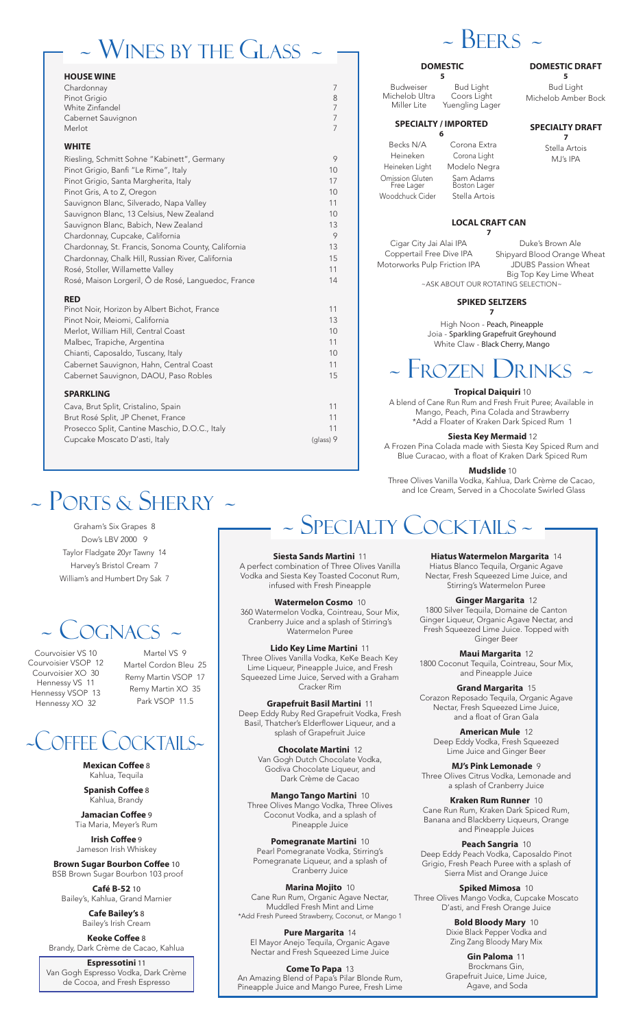# ~ Wines by the Glass ~

### HOUSE WINE

| | |
|---|---|
| Chardonnay | 7 |
| Pinot Grigio | 8 |
| White Zinfandel | 7 |
| Cabernet Sauvignon | 7 |
| Merlot | 7 |

### WHITE

| | |
|---|---|
| Riesling, Schmitt Sohne "Kabinett", Germany | 9 |
| Pinot Grigio, Banfi "Le Rime", Italy | 10 |
| Pinot Grigio, Santa Margherita, Italy | 17 |
| Pinot Gris, A to Z, Oregon | 10 |
| Sauvignon Blanc, Silverado, Napa Valley | 11 |
| Sauvignon Blanc, 13 Celsius, New Zealand | 10 |
| Sauvignon Blanc, Babich, New Zealand | 13 |
| Chardonnay, Cupcake, California | 9 |
| Chardonnay, St. Francis, Sonoma County, California | 13 |
| Chardonnay, Chalk Hill, Russian River, California | 15 |
| Rosé, Stoller, Willamette Valley | 11 |
| Rosé, Maison Lorgeril, Ô de Rosé, Languedoc, France | 14 |

### RED

| | |
|---|---|
| Pinot Noir, Horizon by Albert Bichot, France | 11 |
| Pinot Noir, Meiomi, California | 13 |
| Merlot, William Hill, Central Coast | 10 |
| Malbec, Trapiche, Argentina | 11 |
| Chianti, Caposaldo, Tuscany, Italy | 10 |
| Cabernet Sauvignon, Hahn, Central Coast | 11 |
| Cabernet Sauvignon, DAOU, Paso Robles | 15 |

### SPARKLING

| | |
|---|---|
| Cava, Brut Split, Cristalino, Spain | 11 |
| Brut Rosé Split, JP Chenet, France | 11 |
| Prosecco Split, Cantine Maschio, D.O.C., Italy | 11 |
| Cupcake Moscato D'asti, Italy | (glass) 9 |

# ~ Beers ~

### DOMESTIC
5

Budweiser, Bud Light, Michelob Ultra, Coors Light, Miller Lite, Yuengling Lager

### DOMESTIC DRAFT
5

Bud Light, Michelob Amber Bock

### SPECIALTY / IMPORTED
6

Becks N/A, Corona Extra, Heineken, Corona Light, Heineken Light, Modelo Negra, Omission Gluten Free Lager, Sam Adams Boston Lager, Woodchuck Cider, Stella Artois

### SPECIALTY DRAFT
7

Stella Artois, MJ's IPA

### LOCAL CRAFT CAN
7

Cigar City Jai Alai IPA, Coppertail Free Dive IPA, Motorworks Pulp Friction IPA, Duke's Brown Ale, Shipyard Blood Orange Wheat, JDUBS Passion Wheat, Big Top Key Lime Wheat

~ASK ABOUT OUR ROTATING SELECTION~

### SPIKED SELTZERS
7

High Noon - Peach, Pineapple
Joia - Sparkling Grapefruit Greyhound
White Claw - Black Cherry, Mango

# ~ Frozen Drinks ~

**Tropical Daiquiri** 10
A blend of Cane Run Rum and Fresh Fruit Puree; Available in Mango, Peach, Pina Colada and Strawberry
*Add a Floater of Kraken Dark Spiced Rum 1

**Siesta Key Mermaid** 12
A Frozen Pina Colada made with Siesta Key Spiced Rum and Blue Curacao, with a float of Kraken Dark Spiced Rum

**Mudslide** 10
Three Olives Vanilla Vodka, Kahlua, Dark Crème de Cacao, and Ice Cream, Served in a Chocolate Swirled Glass

# ~ Ports & Sherry ~

Graham's Six Grapes 8
Dow's LBV 2000 9
Taylor Fladgate 20yr Tawny 14
Harvey's Bristol Cream 7
William's and Humbert Dry Sak 7

# ~ Cognacs ~

Courvoisier VS 10
Courvoisier VSOP 12
Courvoisier XO 30
Hennessy VS 11
Hennessy VSOP 13
Hennessy XO 32
Martel VS 9
Martel Cordon Bleu 25
Remy Martin VSOP 17
Remy Martin XO 35
Park VSOP 11.5

# ~Coffee Cocktails~

**Mexican Coffee** 8
Kahlua, Tequila

**Spanish Coffee** 8
Kahlua, Brandy

**Jamacian Coffee** 9
Tia Maria, Meyer's Rum

**Irish Coffee** 9
Jameson Irish Whiskey

**Brown Sugar Bourbon Coffee** 10
BSB Brown Sugar Bourbon 103 proof

**Café B-52** 10
Bailey's, Kahlua, Grand Marnier

**Cafe Bailey's** 8
Bailey's Irish Cream

**Keoke Coffee** 8
Brandy, Dark Crème de Cacao, Kahlua

**Espressotini** 11
Van Gogh Espresso Vodka, Dark Crème de Cocoa, and Fresh Espresso

# ~ Specialty Cocktails ~

**Siesta Sands Martini** 11
A perfect combination of Three Olives Vanilla Vodka and Siesta Key Toasted Coconut Rum, infused with Fresh Pineapple

**Watermelon Cosmo** 10
360 Watermelon Vodka, Cointreau, Sour Mix, Cranberry Juice and a splash of Stirring's Watermelon Puree

**Lido Key Lime Martini** 11
Three Olives Vanilla Vodka, KeKe Beach Key Lime Liqueur, Pineapple Juice, and Fresh Squeezed Lime Juice, Served with a Graham Cracker Rim

**Grapefruit Basil Martini** 11
Deep Eddy Ruby Red Grapefruit Vodka, Fresh Basil, Thatcher's Elderflower Liqueur, and a splash of Grapefruit Juice

**Chocolate Martini** 12
Van Gogh Dutch Chocolate Vodka, Godiva Chocolate Liqueur, and Dark Crème de Cacao

**Mango Tango Martini** 10
Three Olives Mango Vodka, Three Olives Coconut Vodka, and a splash of Pineapple Juice

**Pomegranate Martini** 10
Pearl Pomegranate Vodka, Stirring's Pomegranate Liqueur, and a splash of Cranberry Juice

**Marina Mojito** 10
Cane Run Rum, Organic Agave Nectar, Muddled Fresh Mint and Lime
*Add Fresh Pureed Strawberry, Coconut, or Mango 1

**Pure Margarita** 14
El Mayor Anejo Tequila, Organic Agave Nectar and Fresh Squeezed Lime Juice

**Come To Papa** 13
An Amazing Blend of Papa's Pilar Blonde Rum, Pineapple Juice and Mango Puree, Fresh Lime

**Hiatus Watermelon Margarita** 14
Hiatus Blanco Tequila, Organic Agave Nectar, Fresh Squeezed Lime Juice, and Stirring's Watermelon Puree

**Ginger Margarita** 12
1800 Silver Tequila, Domaine de Canton Ginger Liqueur, Organic Agave Nectar, and Fresh Squeezed Lime Juice. Topped with Ginger Beer

**Maui Margarita** 12
1800 Coconut Tequila, Cointreau, Sour Mix, and Pineapple Juice

**Grand Margarita** 15
Corazon Reposado Tequila, Organic Agave Nectar, Fresh Squeezed Lime Juice, and a float of Gran Gala

**American Mule** 12
Deep Eddy Vodka, Fresh Squeezed Lime Juice and Ginger Beer

**MJ's Pink Lemonade** 9
Three Olives Citrus Vodka, Lemonade and a splash of Cranberry Juice

**Kraken Rum Runner** 10
Cane Run Rum, Kraken Dark Spiced Rum, Banana and Blackberry Liqueurs, Orange and Pineapple Juices

**Peach Sangria** 10
Deep Eddy Peach Vodka, Caposaldo Pinot Grigio, Fresh Peach Puree with a splash of Sierra Mist and Orange Juice

**Spiked Mimosa** 10
Three Olives Mango Vodka, Cupcake Moscato D'asti, and Fresh Orange Juice

**Bold Bloody Mary** 10
Dixie Black Pepper Vodka and Zing Zang Bloody Mary Mix

**Gin Paloma** 11
Brockmans Gin, Grapefruit Juice, Lime Juice, Agave, and Soda